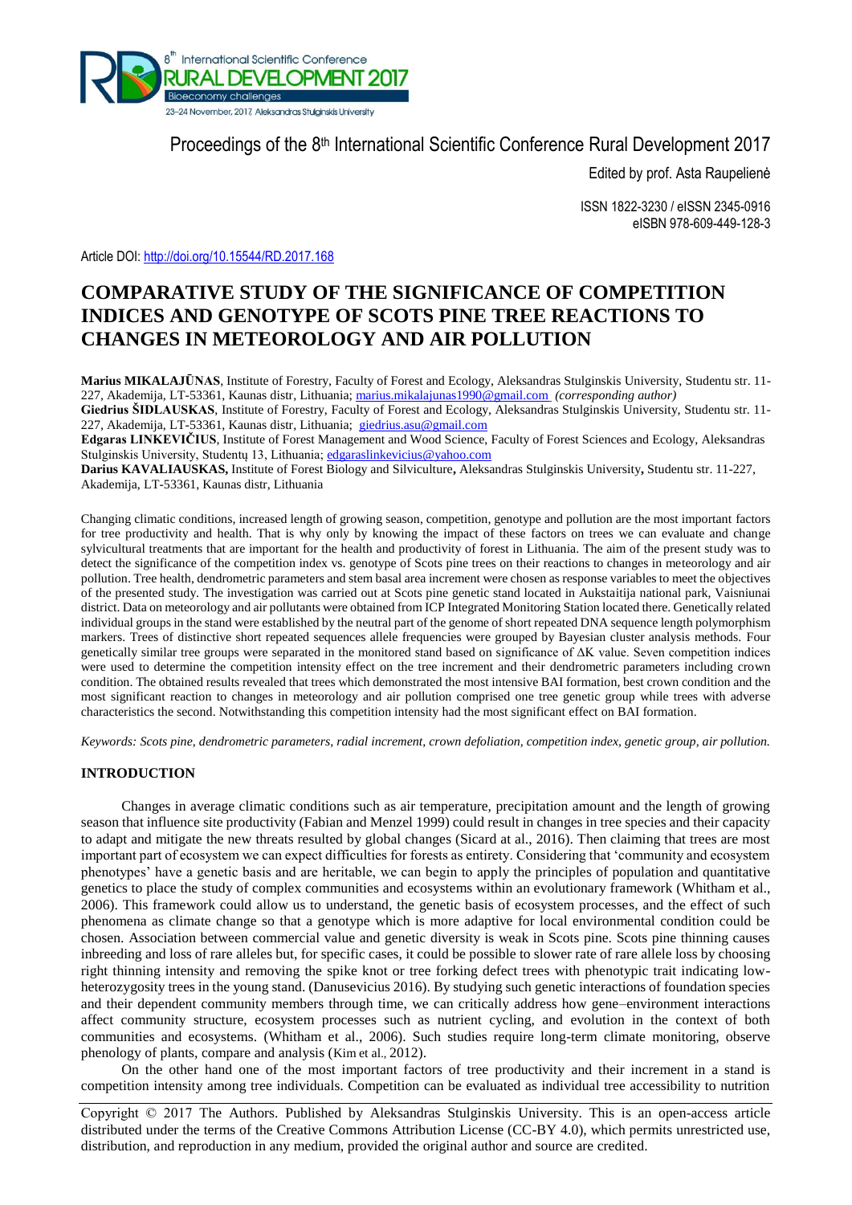Proceedings of the 8th International Scientific Conference Rural Development 2017

Edited by prof. Asta Raupelienė

ISSN 1822-3230 / eISSN 2345-0916
eISBN 978-609-449-128-3

Article DOI: http://doi.org/10.15544/RD.2017.168

# COMPARATIVE STUDY OF THE SIGNIFICANCE OF COMPETITION INDICES AND GENOTYPE OF SCOTS PINE TREE REACTIONS TO CHANGES IN METEOROLOGY AND AIR POLLUTION

**Marius MIKALAJŪNAS**, Institute of Forestry, Faculty of Forest and Ecology, Aleksandras Stulginskis University, Studentu str. 11-227, Akademija, LT-53361, Kaunas distr, Lithuania; marius.mikalajunas1990@gmail.com *(corresponding author)*
**Giedrius ŠIDLAUSKAS**, Institute of Forestry, Faculty of Forest and Ecology, Aleksandras Stulginskis University, Studentu str. 11-227, Akademija, LT-53361, Kaunas distr, Lithuania; giedrius.asu@gmail.com
**Edgaras LINKEVIČIUS**, Institute of Forest Management and Wood Science, Faculty of Forest Sciences and Ecology, Aleksandras Stulginskis University, Studentų 13, Lithuania; edgaraslinkevicius@yahoo.com
**Darius KAVALIAUSKAS,** Institute of Forest Biology and Silviculture**,** Aleksandras Stulginskis University**,** Studentu str. 11-227, Akademija, LT-53361, Kaunas distr, Lithuania

Changing climatic conditions, increased length of growing season, competition, genotype and pollution are the most important factors for tree productivity and health. That is why only by knowing the impact of these factors on trees we can evaluate and change sylvicultural treatments that are important for the health and productivity of forest in Lithuania. The aim of the present study was to detect the significance of the competition index vs. genotype of Scots pine trees on their reactions to changes in meteorology and air pollution. Tree health, dendrometric parameters and stem basal area increment were chosen as response variables to meet the objectives of the presented study. The investigation was carried out at Scots pine genetic stand located in Aukstaitija national park, Vaisniunai district. Data on meteorology and air pollutants were obtained from ICP Integrated Monitoring Station located there. Genetically related individual groups in the stand were established by the neutral part of the genome of short repeated DNA sequence length polymorphism markers. Trees of distinctive short repeated sequences allele frequencies were grouped by Bayesian cluster analysis methods. Four genetically similar tree groups were separated in the monitored stand based on significance of ΔK value. Seven competition indices were used to determine the competition intensity effect on the tree increment and their dendrometric parameters including crown condition. The obtained results revealed that trees which demonstrated the most intensive BAI formation, best crown condition and the most significant reaction to changes in meteorology and air pollution comprised one tree genetic group while trees with adverse characteristics the second. Notwithstanding this competition intensity had the most significant effect on BAI formation.

*Keywords: Scots pine, dendrometric parameters, radial increment, crown defoliation, competition index, genetic group, air pollution.*

## INTRODUCTION

Changes in average climatic conditions such as air temperature, precipitation amount and the length of growing season that influence site productivity (Fabian and Menzel 1999) could result in changes in tree species and their capacity to adapt and mitigate the new threats resulted by global changes (Sicard at al., 2016). Then claiming that trees are most important part of ecosystem we can expect difficulties for forests as entirety. Considering that 'community and ecosystem phenotypes' have a genetic basis and are heritable, we can begin to apply the principles of population and quantitative genetics to place the study of complex communities and ecosystems within an evolutionary framework (Whitham et al., 2006). This framework could allow us to understand, the genetic basis of ecosystem processes, and the effect of such phenomena as climate change so that a genotype which is more adaptive for local environmental condition could be chosen. Association between commercial value and genetic diversity is weak in Scots pine. Scots pine thinning causes inbreeding and loss of rare alleles but, for specific cases, it could be possible to slower rate of rare allele loss by choosing right thinning intensity and removing the spike knot or tree forking defect trees with phenotypic trait indicating low-heterozygosity trees in the young stand. (Danusevicius 2016). By studying such genetic interactions of foundation species and their dependent community members through time, we can critically address how gene–environment interactions affect community structure, ecosystem processes such as nutrient cycling, and evolution in the context of both communities and ecosystems. (Whitham et al., 2006). Such studies require long-term climate monitoring, observe phenology of plants, compare and analysis (Kim et al., 2012).

On the other hand one of the most important factors of tree productivity and their increment in a stand is competition intensity among tree individuals. Competition can be evaluated as individual tree accessibility to nutrition

Copyright © 2017 The Authors. Published by Aleksandras Stulginskis University. This is an open-access article distributed under the terms of the Creative Commons Attribution License (CC-BY 4.0), which permits unrestricted use, distribution, and reproduction in any medium, provided the original author and source are credited.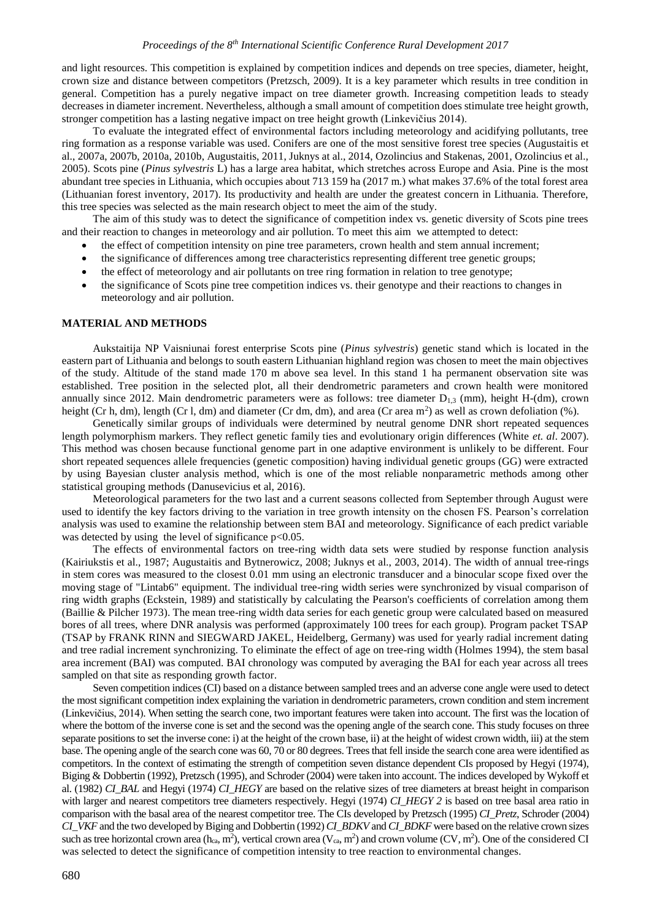and light resources. This competition is explained by competition indices and depends on tree species, diameter, height, crown size and distance between competitors (Pretzsch, 2009). It is a key parameter which results in tree condition in general. Competition has a purely negative impact on tree diameter growth. Increasing competition leads to steady decreases in diameter increment. Nevertheless, although a small amount of competition does stimulate tree height growth, stronger competition has a lasting negative impact on tree height growth (Linkevičius 2014).

To evaluate the integrated effect of environmental factors including meteorology and acidifying pollutants, tree ring formation as a response variable was used. Conifers are one of the most sensitive forest tree species (Augustaitis et al., 2007a, 2007b, 2010a, 2010b, Augustaitis, 2011, Juknys at al., 2014, Ozolincius and Stakenas, 2001, Ozolincius et al., 2005). Scots pine (*Pinus sylvestris* L) has a large area habitat, which stretches across Europe and Asia. Pine is the most abundant tree species in Lithuania, which occupies about 713 159 ha (2017 m.) what makes 37.6% of the total forest area (Lithuanian forest inventory, 2017). Its productivity and health are under the greatest concern in Lithuania. Therefore, this tree species was selected as the main research object to meet the aim of the study.

The aim of this study was to detect the significance of competition index vs. genetic diversity of Scots pine trees and their reaction to changes in meteorology and air pollution. To meet this aim we attempted to detect:

- the effect of competition intensity on pine tree parameters, crown health and stem annual increment;
- the significance of differences among tree characteristics representing different tree genetic groups;
- the effect of meteorology and air pollutants on tree ring formation in relation to tree genotype;
- the significance of Scots pine tree competition indices vs. their genotype and their reactions to changes in meteorology and air pollution.

## MATERIAL AND METHODS

Aukstaitija NP Vaisniunai forest enterprise Scots pine (*Pinus sylvestris*) genetic stand which is located in the eastern part of Lithuania and belongs to south eastern Lithuanian highland region was chosen to meet the main objectives of the study. Altitude of the stand made 170 m above sea level. In this stand 1 ha permanent observation site was established. Tree position in the selected plot, all their dendrometric parameters and crown health were monitored annually since 2012. Main dendrometric parameters were as follows: tree diameter $D_{1,3}$ (mm), height H-(dm), crown height (Cr h, dm), length (Cr l, dm) and diameter (Cr dm, dm), and area (Cr area $m^2$) as well as crown defoliation (%).

Genetically similar groups of individuals were determined by neutral genome DNR short repeated sequences length polymorphism markers. They reflect genetic family ties and evolutionary origin differences (White *et. al*. 2007). This method was chosen because functional genome part in one adaptive environment is unlikely to be different. Four short repeated sequences allele frequencies (genetic composition) having individual genetic groups (GG) were extracted by using Bayesian cluster analysis method, which is one of the most reliable nonparametric methods among other statistical grouping methods (Danusevicius et al, 2016).

Meteorological parameters for the two last and a current seasons collected from September through August were used to identify the key factors driving to the variation in tree growth intensity on the chosen FS. Pearson's correlation analysis was used to examine the relationship between stem BAI and meteorology. Significance of each predict variable was detected by using the level of significance $p<0.05$.

The effects of environmental factors on tree-ring width data sets were studied by response function analysis (Kairiukstis et al., 1987; Augustaitis and Bytnerowicz, 2008; Juknys et al., 2003, 2014). The width of annual tree-rings in stem cores was measured to the closest 0.01 mm using an electronic transducer and a binocular scope fixed over the moving stage of "Lintab6" equipment. The individual tree-ring width series were synchronized by visual comparison of ring width graphs (Eckstein, 1989) and statistically by calculating the Pearson's coefficients of correlation among them (Baillie & Pilcher 1973). The mean tree-ring width data series for each genetic group were calculated based on measured bores of all trees, where DNR analysis was performed (approximately 100 trees for each group). Program packet TSAP (TSAP by FRANK RINN and SIEGWARD JAKEL, Heidelberg, Germany) was used for yearly radial increment dating and tree radial increment synchronizing. To eliminate the effect of age on tree-ring width (Holmes 1994), the stem basal area increment (BAI) was computed. BAI chronology was computed by averaging the BAI for each year across all trees sampled on that site as responding growth factor.

Seven competition indices (CI) based on a distance between sampled trees and an adverse cone angle were used to detect the most significant competition index explaining the variation in dendrometric parameters, crown condition and stem increment (Linkevičius, 2014). When setting the search cone, two important features were taken into account. The first was the location of where the bottom of the inverse cone is set and the second was the opening angle of the search cone. This study focuses on three separate positions to set the inverse cone: i) at the height of the crown base, ii) at the height of widest crown width, iii) at the stem base. The opening angle of the search cone was 60, 70 or 80 degrees. Trees that fell inside the search cone area were identified as competitors. In the context of estimating the strength of competition seven distance dependent CIs proposed by Hegyi (1974), Biging & Dobbertin (1992), Pretzsch (1995), and Schroder (2004) were taken into account. The indices developed by Wykoff et al. (1982) *CI_BAL* and Hegyi (1974) *CI_HEGY* are based on the relative sizes of tree diameters at breast height in comparison with larger and nearest competitors tree diameters respectively. Hegyi (1974) *CI_HEGY 2* is based on tree basal area ratio in comparison with the basal area of the nearest competitor tree. The CIs developed by Pretzsch (1995) *CI_Pretz*, Schroder (2004) *CI_VKF* and the two developed by Biging and Dobbertin (1992) *CI_BDKV* and *CI_BDKF* were based on the relative crown sizes such as tree horizontal crown area ($h_{ca}$, $m^2$), vertical crown area ($V_{ca}$, $m^2$) and crown volume (CV, $m^2$). One of the considered CI was selected to detect the significance of competition intensity to tree reaction to environmental changes.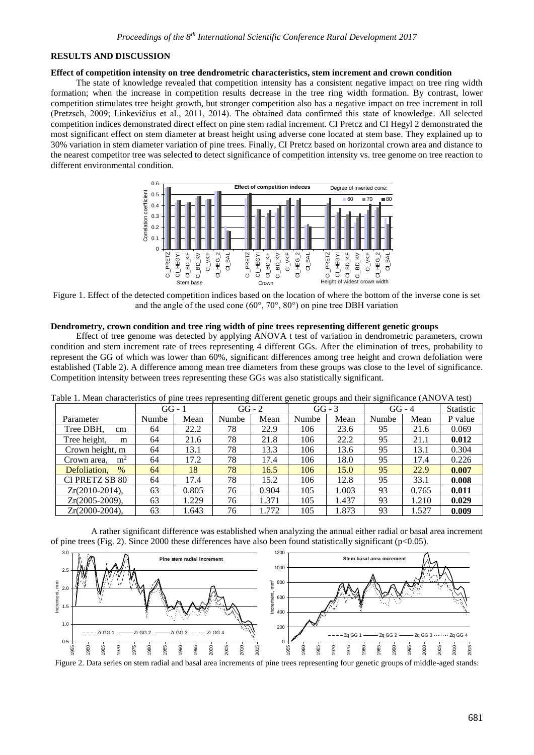## RESULTS AND DISCUSSION

### Effect of competition intensity on tree dendrometric characteristics, stem increment and crown condition

The state of knowledge revealed that competition intensity has a consistent negative impact on tree ring width formation; when the increase in competition results decrease in the tree ring width formation. By contrast, lower competition stimulates tree height growth, but stronger competition also has a negative impact on tree increment in toll (Pretzsch, 2009; Linkevičius et al., 2011, 2014). The obtained data confirmed this state of knowledge. All selected competition indices demonstrated direct effect on pine stem radial increment. CI Pretcz and CI Hegyl 2 demonstrated the most significant effect on stem diameter at breast height using adverse cone located at stem base. They explained up to 30% variation in stem diameter variation of pine trees. Finally, CI Pretcz based on horizontal crown area and distance to the nearest competitor tree was selected to detect significance of competition intensity vs. tree genome on tree reaction to different environmental condition.

Figure 1. Effect of the detected competition indices based on the location of where the bottom of the inverse cone is set and the angle of the used cone (60°, 70°, 80°) on pine tree DBH variation

### Dendrometry, crown condition and tree ring width of pine trees representing different genetic groups

Effect of tree genome was detected by applying ANOVA t test of variation in dendrometric parameters, crown condition and stem increment rate of trees representing 4 different GGs. After the elimination of trees, probability to represent the GG of which was lower than 60%, significant differences among tree height and crown defoliation were established (Table 2). A difference among mean tree diameters from these groups was close to the level of significance. Competition intensity between trees representing these GGs was also statistically significant.

Table 1. Mean characteristics of pine trees representing different genetic groups and their significance (ANOVA test)

| | GG - 1 | | GG - 2 | | GG - 3 | | GG - 4 | | Statistic |
|---|---|---|---|---|---|---|---|---|---|
| Parameter | Numbe | Mean | Numbe | Mean | Numbe | Mean | Numbe | Mean | P value |
| Tree DBH, cm | 64 | 22.2 | 78 | 22.9 | 106 | 23.6 | 95 | 21.6 | 0.069 |
| Tree height, m | 64 | 21.6 | 78 | 21.8 | 106 | 22.2 | 95 | 21.1 | **0.012** |
| Crown height, m | 64 | 13.1 | 78 | 13.3 | 106 | 13.6 | 95 | 13.1 | 0.304 |
| Crown area, $m^2$ | 64 | 17.2 | 78 | 17.4 | 106 | 18.0 | 95 | 17.4 | 0.226 |
| Defoliation, % | 64 | 18 | 78 | 16.5 | 106 | 15.0 | 95 | 22.9 | **0.007** |
| CI PRETZ SB 80 | 64 | 17.4 | 78 | 15.2 | 106 | 12.8 | 95 | 33.1 | **0.008** |
| Zr(2010-2014), | 63 | 0.805 | 76 | 0.904 | 105 | 1.003 | 93 | 0.765 | **0.011** |
| Zr(2005-2009), | 63 | 1.229 | 76 | 1.371 | 105 | 1.437 | 93 | 1.210 | **0.029** |
| Zr(2000-2004), | 63 | 1.643 | 76 | 1.772 | 105 | 1.873 | 93 | 1.527 | **0.009** |

A rather significant difference was established when analyzing the annual either radial or basal area increment of pine trees (Fig. 2). Since 2000 these differences have also been found statistically significant ($p<0.05$).

Figure 2. Data series on stem radial and basal area increments of pine trees representing four genetic groups of middle-aged stands: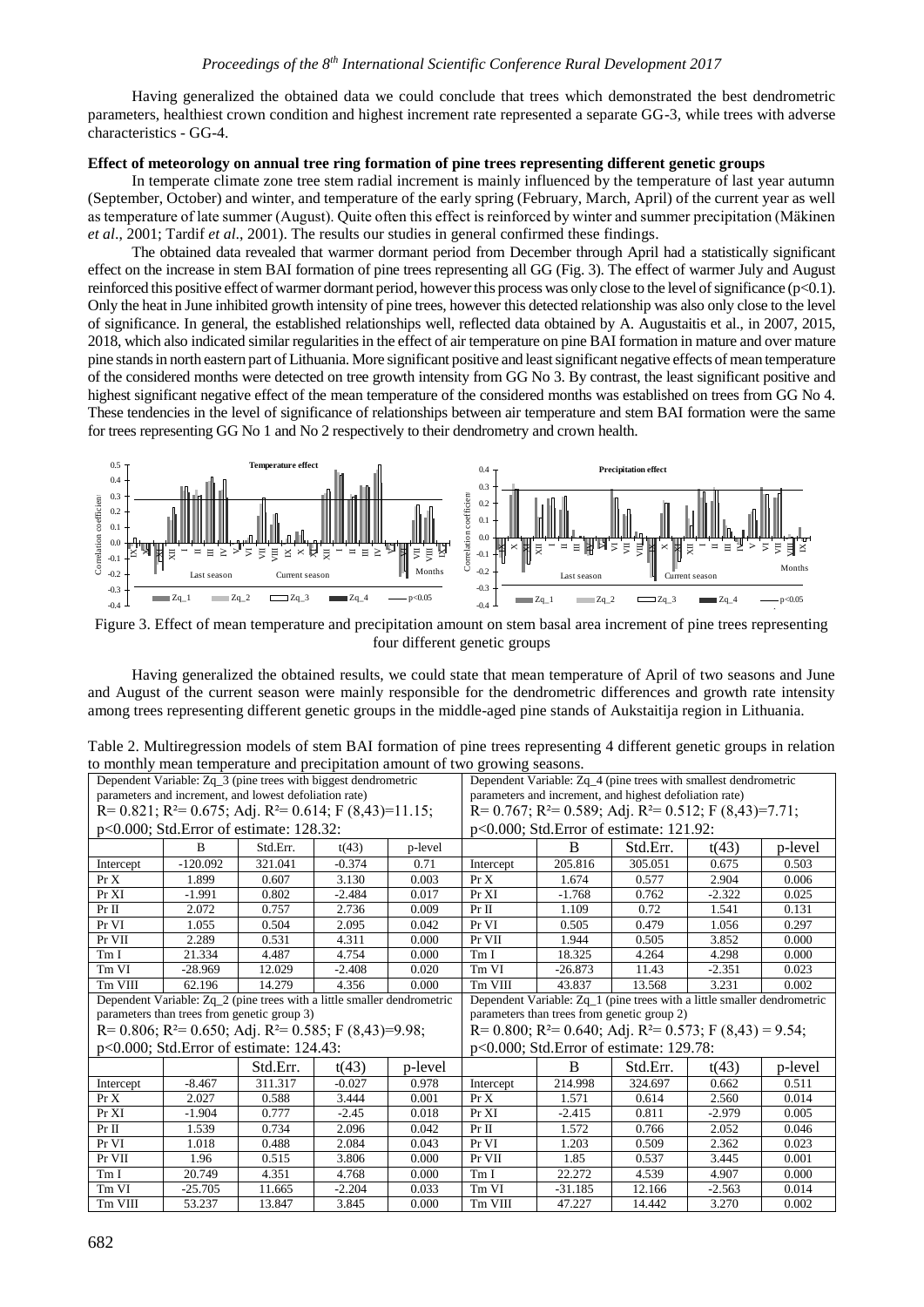Having generalized the obtained data we could conclude that trees which demonstrated the best dendrometric parameters, healthiest crown condition and highest increment rate represented a separate GG-3, while trees with adverse characteristics - GG-4.

**Effect of meteorology on annual tree ring formation of pine trees representing different genetic groups**

In temperate climate zone tree stem radial increment is mainly influenced by the temperature of last year autumn (September, October) and winter, and temperature of the early spring (February, March, April) of the current year as well as temperature of late summer (August). Quite often this effect is reinforced by winter and summer precipitation (Mäkinen *et al*., 2001; Tardif *et al*., 2001). The results our studies in general confirmed these findings.

The obtained data revealed that warmer dormant period from December through April had a statistically significant effect on the increase in stem BAI formation of pine trees representing all GG (Fig. 3). The effect of warmer July and August reinforced this positive effect of warmer dormant period, however this process was only close to the level of significance ($p<0.1$). Only the heat in June inhibited growth intensity of pine trees, however this detected relationship was also only close to the level of significance. In general, the established relationships well, reflected data obtained by A. Augustaitis et al., in 2007, 2015, 2018, which also indicated similar regularities in the effect of air temperature on pine BAI formation in mature and over mature pine stands in north eastern part of Lithuania. More significant positive and least significant negative effects of mean temperature of the considered months were detected on tree growth intensity from GG No 3. By contrast, the least significant positive and highest significant negative effect of the mean temperature of the considered months was established on trees from GG No 4. These tendencies in the level of significance of relationships between air temperature and stem BAI formation were the same for trees representing GG No 1 and No 2 respectively to their dendrometry and crown health.

Figure 3. Effect of mean temperature and precipitation amount on stem basal area increment of pine trees representing four different genetic groups

Having generalized the obtained results, we could state that mean temperature of April of two seasons and June and August of the current season were mainly responsible for the dendrometric differences and growth rate intensity among trees representing different genetic groups in the middle-aged pine stands of Aukstaitija region in Lithuania.

Table 2. Multiregression models of stem BAI formation of pine trees representing 4 different genetic groups in relation to monthly mean temperature and precipitation amount of two growing seasons.

| Dependent Variable: Zq_3 (pine trees with biggest dendrometric parameters and increment, and lowest defoliation rate) R= 0.821; R²= 0.675; Adj. R²= 0.614; F (8,43)=11.15; p<0.000; Std.Error of estimate: 128.32: | | | | | Dependent Variable: Zq_4 (pine trees with smallest dendrometric parameters and increment, and highest defoliation rate) R= 0.767; R²= 0.589; Adj. R²= 0.512; F (8,43)=7.71; p<0.000; Std.Error of estimate: 121.92: | | | | |
|---|---|---|---|---|---|---|---|---|---|
| | B | Std.Err. | t(43) | p-level | | B | Std.Err. | t(43) | p-level |
| Intercept | -120.092 | 321.041 | -0.374 | 0.71 | Intercept | 205.816 | 305.051 | 0.675 | 0.503 |
| Pr X | 1.899 | 0.607 | 3.130 | 0.003 | Pr X | 1.674 | 0.577 | 2.904 | 0.006 |
| Pr XI | -1.991 | 0.802 | -2.484 | 0.017 | Pr XI | -1.768 | 0.762 | -2.322 | 0.025 |
| Pr II | 2.072 | 0.757 | 2.736 | 0.009 | Pr II | 1.109 | 0.72 | 1.541 | 0.131 |
| Pr VI | 1.055 | 0.504 | 2.095 | 0.042 | Pr VI | 0.505 | 0.479 | 1.056 | 0.297 |
| Pr VII | 2.289 | 0.531 | 4.311 | 0.000 | Pr VII | 1.944 | 0.505 | 3.852 | 0.000 |
| Tm I | 21.334 | 4.487 | 4.754 | 0.000 | Tm I | 18.325 | 4.264 | 4.298 | 0.000 |
| Tm VI | -28.969 | 12.029 | -2.408 | 0.020 | Tm VI | -26.873 | 11.43 | -2.351 | 0.023 |
| Tm VIII | 62.196 | 14.279 | 4.356 | 0.000 | Tm VIII | 43.837 | 13.568 | 3.231 | 0.002 |
| Dependent Variable: Zq_2 (pine trees with a little smaller dendrometric parameters than trees from genetic group 3) R= 0.806; R²= 0.650; Adj. R²= 0.585; F (8,43)=9.98; p<0.000; Std.Error of estimate: 124.43: | | | | | Dependent Variable: Zq_1 (pine trees with a little smaller dendrometric parameters than trees from genetic group 2) R= 0.800; R²= 0.640; Adj. R²= 0.573; F (8,43) = 9.54; p<0.000; Std.Error of estimate: 129.78: | | | | |
| | | Std.Err. | t(43) | p-level | | B | Std.Err. | t(43) | p-level |
| Intercept | -8.467 | 311.317 | -0.027 | 0.978 | Intercept | 214.998 | 324.697 | 0.662 | 0.511 |
| Pr X | 2.027 | 0.588 | 3.444 | 0.001 | Pr X | 1.571 | 0.614 | 2.560 | 0.014 |
| Pr XI | -1.904 | 0.777 | -2.45 | 0.018 | Pr XI | -2.415 | 0.811 | -2.979 | 0.005 |
| Pr II | 1.539 | 0.734 | 2.096 | 0.042 | Pr II | 1.572 | 0.766 | 2.052 | 0.046 |
| Pr VI | 1.018 | 0.488 | 2.084 | 0.043 | Pr VI | 1.203 | 0.509 | 2.362 | 0.023 |
| Pr VII | 1.96 | 0.515 | 3.806 | 0.000 | Pr VII | 1.85 | 0.537 | 3.445 | 0.001 |
| Tm I | 20.749 | 4.351 | 4.768 | 0.000 | Tm I | 22.272 | 4.539 | 4.907 | 0.000 |
| Tm VI | -25.705 | 11.665 | -2.204 | 0.033 | Tm VI | -31.185 | 12.166 | -2.563 | 0.014 |
| Tm VIII | 53.237 | 13.847 | 3.845 | 0.000 | Tm VIII | 47.227 | 14.442 | 3.270 | 0.002 |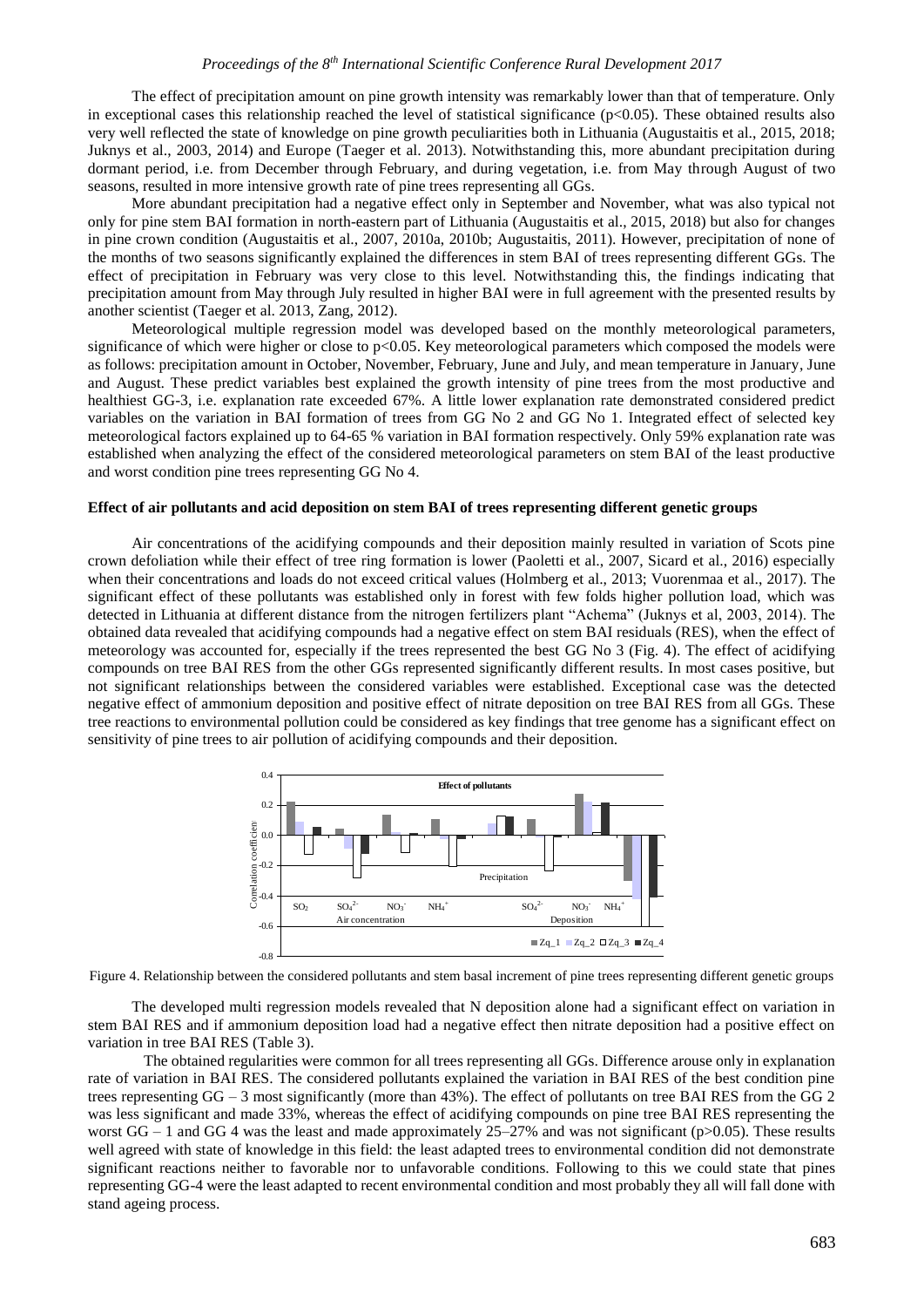The effect of precipitation amount on pine growth intensity was remarkably lower than that of temperature. Only in exceptional cases this relationship reached the level of statistical significance ($p<0.05$). These obtained results also very well reflected the state of knowledge on pine growth peculiarities both in Lithuania (Augustaitis et al., 2015, 2018; Juknys et al., 2003, 2014) and Europe (Taeger et al. 2013). Notwithstanding this, more abundant precipitation during dormant period, i.e. from December through February, and during vegetation, i.e. from May through August of two seasons, resulted in more intensive growth rate of pine trees representing all GGs.

More abundant precipitation had a negative effect only in September and November, what was also typical not only for pine stem BAI formation in north-eastern part of Lithuania (Augustaitis et al., 2015, 2018) but also for changes in pine crown condition (Augustaitis et al., 2007, 2010a, 2010b; Augustaitis, 2011). However, precipitation of none of the months of two seasons significantly explained the differences in stem BAI of trees representing different GGs. The effect of precipitation in February was very close to this level. Notwithstanding this, the findings indicating that precipitation amount from May through July resulted in higher BAI were in full agreement with the presented results by another scientist (Taeger et al. 2013, Zang, 2012).

Meteorological multiple regression model was developed based on the monthly meteorological parameters, significance of which were higher or close to $p<0.05$. Key meteorological parameters which composed the models were as follows: precipitation amount in October, November, February, June and July, and mean temperature in January, June and August. These predict variables best explained the growth intensity of pine trees from the most productive and healthiest GG-3, i.e. explanation rate exceeded 67%. A little lower explanation rate demonstrated considered predict variables on the variation in BAI formation of trees from GG No 2 and GG No 1. Integrated effect of selected key meteorological factors explained up to 64-65 % variation in BAI formation respectively. Only 59% explanation rate was established when analyzing the effect of the considered meteorological parameters on stem BAI of the least productive and worst condition pine trees representing GG No 4.

**Effect of air pollutants and acid deposition on stem BAI of trees representing different genetic groups**

Air concentrations of the acidifying compounds and their deposition mainly resulted in variation of Scots pine crown defoliation while their effect of tree ring formation is lower (Paoletti et al., 2007, Sicard et al., 2016) especially when their concentrations and loads do not exceed critical values (Holmberg et al., 2013; Vuorenmaa et al., 2017). The significant effect of these pollutants was established only in forest with few folds higher pollution load, which was detected in Lithuania at different distance from the nitrogen fertilizers plant "Achema" (Juknys et al, 2003, 2014). The obtained data revealed that acidifying compounds had a negative effect on stem BAI residuals (RES), when the effect of meteorology was accounted for, especially if the trees represented the best GG No 3 (Fig. 4). The effect of acidifying compounds on tree BAI RES from the other GGs represented significantly different results. In most cases positive, but not significant relationships between the considered variables were established. Exceptional case was the detected negative effect of ammonium deposition and positive effect of nitrate deposition on tree BAI RES from all GGs. These tree reactions to environmental pollution could be considered as key findings that tree genome has a significant effect on sensitivity of pine trees to air pollution of acidifying compounds and their deposition.

Figure 4. Relationship between the considered pollutants and stem basal increment of pine trees representing different genetic groups

The developed multi regression models revealed that N deposition alone had a significant effect on variation in stem BAI RES and if ammonium deposition load had a negative effect then nitrate deposition had a positive effect on variation in tree BAI RES (Table 3).

The obtained regularities were common for all trees representing all GGs. Difference arouse only in explanation rate of variation in BAI RES. The considered pollutants explained the variation in BAI RES of the best condition pine trees representing GG – 3 most significantly (more than 43%). The effect of pollutants on tree BAI RES from the GG 2 was less significant and made 33%, whereas the effect of acidifying compounds on pine tree BAI RES representing the worst GG – 1 and GG 4 was the least and made approximately 25–27% and was not significant ($p>0.05$). These results well agreed with state of knowledge in this field: the least adapted trees to environmental condition did not demonstrate significant reactions neither to favorable nor to unfavorable conditions. Following to this we could state that pines representing GG-4 were the least adapted to recent environmental condition and most probably they all will fall done with stand ageing process.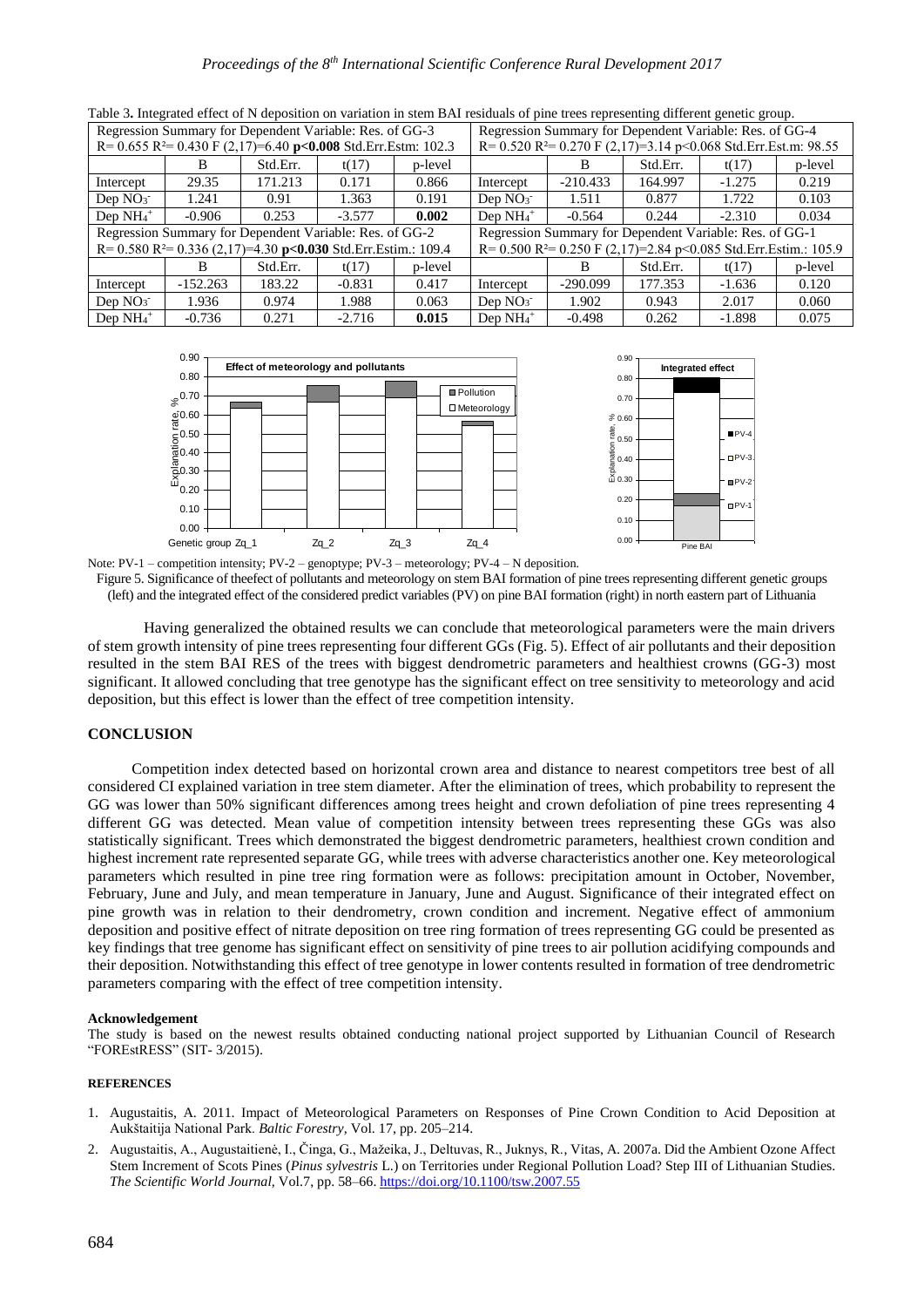Table 3. Integrated effect of N deposition on variation in stem BAI residuals of pine trees representing different genetic group.

| Regression Summary for Dependent Variable: Res. of GG-3 | | | | | Regression Summary for Dependent Variable: Res. of GG-4 | | | | |
|---|---|---|---|---|---|---|---|---|---|
| R= 0.655 $R^2$= 0.430 F (2,17)=6.40 **p<0.008** Std.Err.Estm: 102.3 | | | | | R= 0.520 $R^2$= 0.270 F (2,17)=3.14 p<0.068 Std.Err.Est.m: 98.55 | | | | |
| | B | Std.Err. | t(17) | p-level | | B | Std.Err. | t(17) | p-level |
| Intercept | 29.35 | 171.213 | 0.171 | 0.866 | Intercept | -210.433 | 164.997 | -1.275 | 0.219 |
| Dep $NO_3^-$ | 1.241 | 0.91 | 1.363 | 0.191 | Dep $NO_3^-$ | 1.511 | 0.877 | 1.722 | 0.103 |
| Dep $NH_4^+$ | -0.906 | 0.253 | -3.577 | **0.002** | Dep $NH_4^+$ | -0.564 | 0.244 | -2.310 | 0.034 |
| Regression Summary for Dependent Variable: Res. of GG-2 | | | | | Regression Summary for Dependent Variable: Res. of GG-1 | | | | |
| R= 0.580 $R^2$= 0.336 (2,17)=4.30 **p<0.030** Std.Err.Estim.: 109.4 | | | | | R= 0.500 $R^2$= 0.250 F (2,17)=2.84 p<0.085 Std.Err.Estim.: 105.9 | | | | |
| | B | Std.Err. | t(17) | p-level | | B | Std.Err. | t(17) | p-level |
| Intercept | -152.263 | 183.22 | -0.831 | 0.417 | Intercept | -290.099 | 177.353 | -1.636 | 0.120 |
| Dep $NO_3^-$ | 1.936 | 0.974 | 1.988 | 0.063 | Dep $NO_3^-$ | 1.902 | 0.943 | 2.017 | 0.060 |
| Dep $NH_4^+$ | -0.736 | 0.271 | -2.716 | **0.015** | Dep $NH_4^+$ | -0.498 | 0.262 | -1.898 | 0.075 |

Note: PV-1 – competition intensity; PV-2 – genoptype; PV-3 – meteorology; PV-4 – N deposition.

Figure 5. Significance of theefect of pollutants and meteorology on stem BAI formation of pine trees representing different genetic groups (left) and the integrated effect of the considered predict variables (PV) on pine BAI formation (right) in north eastern part of Lithuania

Having generalized the obtained results we can conclude that meteorological parameters were the main drivers of stem growth intensity of pine trees representing four different GGs (Fig. 5). Effect of air pollutants and their deposition resulted in the stem BAI RES of the trees with biggest dendrometric parameters and healthiest crowns (GG-3) most significant. It allowed concluding that tree genotype has the significant effect on tree sensitivity to meteorology and acid deposition, but this effect is lower than the effect of tree competition intensity.

## CONCLUSION

Competition index detected based on horizontal crown area and distance to nearest competitors tree best of all considered CI explained variation in tree stem diameter. After the elimination of trees, which probability to represent the GG was lower than 50% significant differences among trees height and crown defoliation of pine trees representing 4 different GG was detected. Mean value of competition intensity between trees representing these GGs was also statistically significant. Trees which demonstrated the biggest dendrometric parameters, healthiest crown condition and highest increment rate represented separate GG, while trees with adverse characteristics another one. Key meteorological parameters which resulted in pine tree ring formation were as follows: precipitation amount in October, November, February, June and July, and mean temperature in January, June and August. Significance of their integrated effect on pine growth was in relation to their dendrometry, crown condition and increment. Negative effect of ammonium deposition and positive effect of nitrate deposition on tree ring formation of trees representing GG could be presented as key findings that tree genome has significant effect on sensitivity of pine trees to air pollution acidifying compounds and their deposition. Notwithstanding this effect of tree genotype in lower contents resulted in formation of tree dendrometric parameters comparing with the effect of tree competition intensity.

#### Acknowledgement

The study is based on the newest results obtained conducting national project supported by Lithuanian Council of Research "FOREstRESS" (SIT- 3/2015).

#### REFERENCES

1. Augustaitis, A. 2011. Impact of Meteorological Parameters on Responses of Pine Crown Condition to Acid Deposition at Aukštaitija National Park. *Baltic Forestry*, Vol. 17, pp. 205–214.
2. Augustaitis, A., Augustaitienė, I., Činga, G., Mažeika, J., Deltuvas, R., Juknys, R., Vitas, A. 2007a. Did the Ambient Ozone Affect Stem Increment of Scots Pines (*Pinus sylvestris* L.) on Territories under Regional Pollution Load? Step III of Lithuanian Studies. *The Scientific World Journal*, Vol.7, pp. 58–66. https://doi.org/10.1100/tsw.2007.55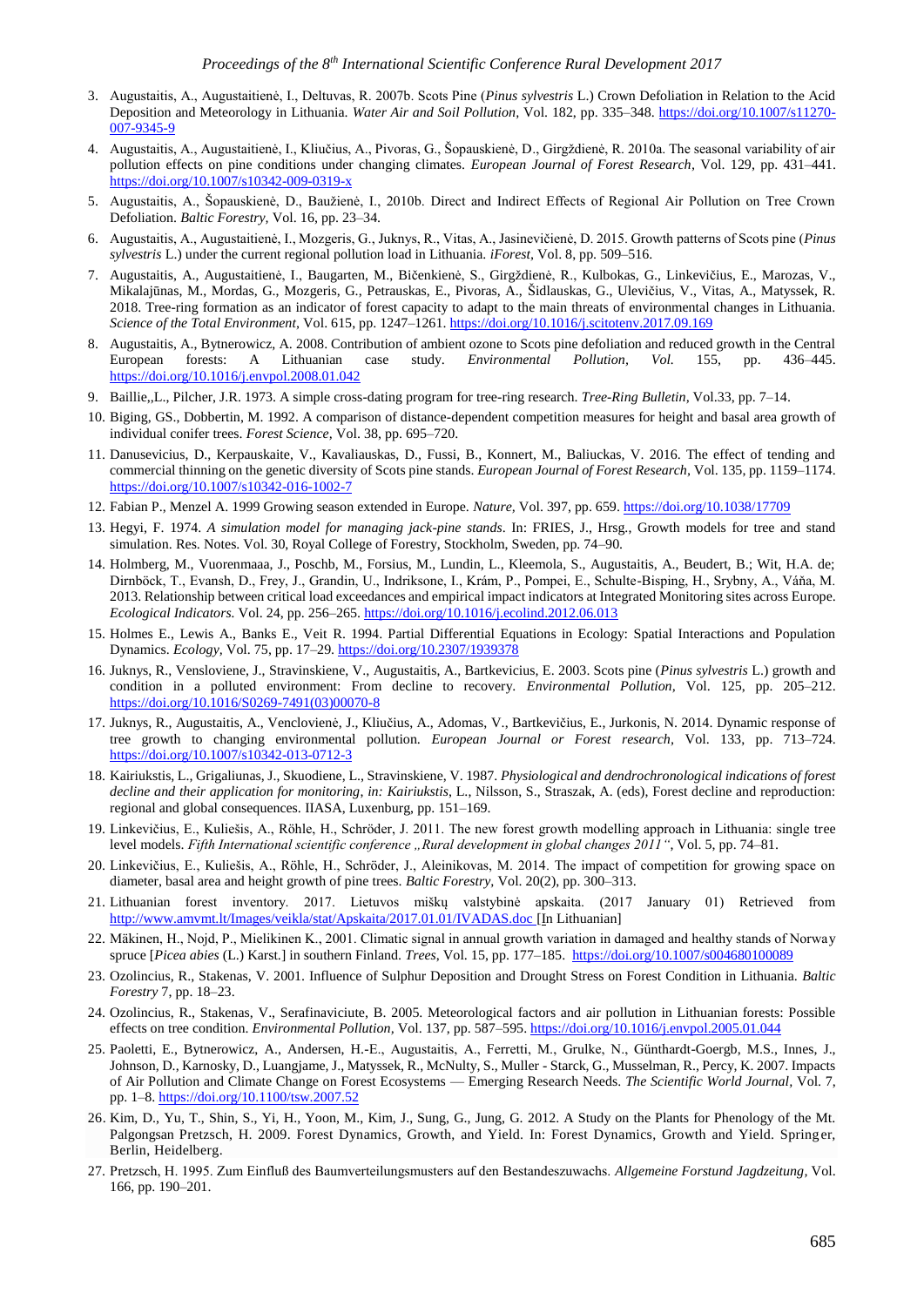3. Augustaitis, A., Augustaitienė, I., Deltuvas, R. 2007b. Scots Pine (*Pinus sylvestris* L.) Crown Defoliation in Relation to the Acid Deposition and Meteorology in Lithuania. *Water Air and Soil Pollution*, Vol. 182, pp. 335–348. https://doi.org/10.1007/s11270-007-9345-9

4. Augustaitis, A., Augustaitienė, I., Kliučius, A., Pivoras, G., Šopauskienė, D., Girgždienė, R. 2010a. The seasonal variability of air pollution effects on pine conditions under changing climates. *European Journal of Forest Research*, Vol. 129, pp. 431–441. https://doi.org/10.1007/s10342-009-0319-x

5. Augustaitis, A., Šopauskienė, D., Baužienė, I., 2010b. Direct and Indirect Effects of Regional Air Pollution on Tree Crown Defoliation. *Baltic Forestry*, Vol. 16, pp. 23–34.

6. Augustaitis, A., Augustaitienė, I., Mozgeris, G., Juknys, R., Vitas, A., Jasinevičienė, D. 2015. Growth patterns of Scots pine (*Pinus sylvestris* L.) under the current regional pollution load in Lithuania. *iForest*, Vol. 8, pp. 509–516.

7. Augustaitis, A., Augustaitienė, I., Baugarten, M., Bičenkienė, S., Girgždienė, R., Kulbokas, G., Linkevičius, E., Marozas, V., Mikalajūnas, M., Mordas, G., Mozgeris, G., Petrauskas, E., Pivoras, A., Šidlauskas, G., Ulevičius, V., Vitas, A., Matyssek, R. 2018. Tree-ring formation as an indicator of forest capacity to adapt to the main threats of environmental changes in Lithuania. *Science of the Total Environment*, Vol. 615, pp. 1247–1261. https://doi.org/10.1016/j.scitotenv.2017.09.169

8. Augustaitis, A., Bytnerowicz, A. 2008. Contribution of ambient ozone to Scots pine defoliation and reduced growth in the Central European forests: A Lithuanian case study. *Environmental Pollution*, *Vol.* 155, pp. 436–445. https://doi.org/10.1016/j.envpol.2008.01.042

9. Baillie,,L., Pilcher, J.R. 1973. A simple cross-dating program for tree-ring research. *Tree-Ring Bulletin*, Vol.33, pp. 7–14.

10. Biging, GS., Dobbertin, M. 1992. A comparison of distance-dependent competition measures for height and basal area growth of individual conifer trees. *Forest Science*, Vol. 38, pp. 695–720.

11. Danusevicius, D., Kerpauskaite, V., Kavaliauskas, D., Fussi, B., Konnert, M., Baliuckas, V. 2016. The effect of tending and commercial thinning on the genetic diversity of Scots pine stands. *European Journal of Forest Research*, Vol. 135, pp. 1159–1174. https://doi.org/10.1007/s10342-016-1002-7

12. Fabian P., Menzel A. 1999 Growing season extended in Europe. *Nature*, Vol. 397, pp. 659. https://doi.org/10.1038/17709

13. Hegyi, F. 1974. *A simulation model for managing jack-pine stands*. In: FRIES, J., Hrsg., Growth models for tree and stand simulation. Res. Notes. Vol. 30, Royal College of Forestry, Stockholm, Sweden, pp. 74–90.

14. Holmberg, M., Vuorenmaaa, J., Poschb, M., Forsius, M., Lundin, L., Kleemola, S., Augustaitis, A., Beudert, B.; Wit, H.A. de; Dirnböck, T., Evansh, D., Frey, J., Grandin, U., Indriksone, I., Krám, P., Pompei, E., Schulte-Bisping, H., Srybny, A., Váňa, M. 2013. Relationship between critical load exceedances and empirical impact indicators at Integrated Monitoring sites across Europe. *Ecological Indicators.* Vol. 24, pp. 256–265. https://doi.org/10.1016/j.ecolind.2012.06.013

15. Holmes E., Lewis A., Banks E., Veit R. 1994. Partial Differential Equations in Ecology: Spatial Interactions and Population Dynamics. *Ecology*, Vol. 75, pp. 17–29. https://doi.org/10.2307/1939378

16. Juknys, R., Vensloviene, J., Stravinskiene, V., Augustaitis, A., Bartkevicius, E. 2003. Scots pine (*Pinus sylvestris* L.) growth and condition in a polluted environment: From decline to recovery. *Environmental Pollution*, Vol. 125, pp. 205–212. https://doi.org/10.1016/S0269-7491(03)00070-8

17. Juknys, R., Augustaitis, A., Venclovienė, J., Kliučius, A., Adomas, V., Bartkevičius, E., Jurkonis, N. 2014. Dynamic response of tree growth to changing environmental pollution. *European Journal or Forest research*, Vol. 133, pp. 713–724. https://doi.org/10.1007/s10342-013-0712-3

18. Kairiukstis, L., Grigaliunas, J., Skuodiene, L., Stravinskiene, V. 1987. *Physiological and dendrochronological indications of forest decline and their application for monitoring, in: Kairiukstis*, L., Nilsson, S., Straszak, A. (eds), Forest decline and reproduction: regional and global consequences. IIASA, Luxenburg, pp. 151–169.

19. Linkevičius, E., Kuliešis, A., Röhle, H., Schröder, J. 2011. The new forest growth modelling approach in Lithuania: single tree level models. *Fifth International scientific conference „Rural development in global changes 2011"*, Vol. 5, pp. 74–81.

20. Linkevičius, E., Kuliešis, A., Röhle, H., Schröder, J., Aleinikovas, M. 2014. The impact of competition for growing space on diameter, basal area and height growth of pine trees. *Baltic Forestry*, Vol. 20(2), pp. 300–313.

21. Lithuanian forest inventory. 2017. Lietuvos miškų valstybinė apskaita. (2017 January 01) Retrieved from http://www.amvmt.lt/Images/veikla/stat/Apskaita/2017.01.01/IVADAS.doc [In Lithuanian]

22. Mäkinen, H., Nojd, P., Mielikinen K., 2001. Climatic signal in annual growth variation in damaged and healthy stands of Norway spruce [*Picea abies* (L.) Karst.] in southern Finland. *Trees*, Vol. 15, pp. 177–185. https://doi.org/10.1007/s004680100089

23. Ozolincius, R., Stakenas, V. 2001. Influence of Sulphur Deposition and Drought Stress on Forest Condition in Lithuania. *Baltic Forestry* 7, pp. 18–23.

24. Ozolincius, R., Stakenas, V., Serafinaviciute, B. 2005. Meteorological factors and air pollution in Lithuanian forests: Possible effects on tree condition. *Environmental Pollution*, Vol. 137, pp. 587–595. https://doi.org/10.1016/j.envpol.2005.01.044

25. Paoletti, E., Bytnerowicz, A., Andersen, H.-E., Augustaitis, A., Ferretti, M., Grulke, N., Günthardt-Goergb, M.S., Innes, J., Johnson, D., Karnosky, D., Luangjame, J., Matyssek, R., McNulty, S., Muller - Starck, G., Musselman, R., Percy, K. 2007. Impacts of Air Pollution and Climate Change on Forest Ecosystems — Emerging Research Needs. *The Scientific World Journal*, Vol. 7, pp. 1–8. https://doi.org/10.1100/tsw.2007.52

26. Kim, D., Yu, T., Shin, S., Yi, H., Yoon, M., Kim, J., Sung, G., Jung, G. 2012. A Study on the Plants for Phenology of the Mt. Palgongsan Pretzsch, H. 2009. Forest Dynamics, Growth, and Yield. In: Forest Dynamics, Growth and Yield. Springer, Berlin, Heidelberg.

27. Pretzsch, H. 1995. Zum Einfluß des Baumverteilungsmusters auf den Bestandeszuwachs. *Allgemeine Forstund Jagdzeitung*, Vol. 166, pp. 190–201.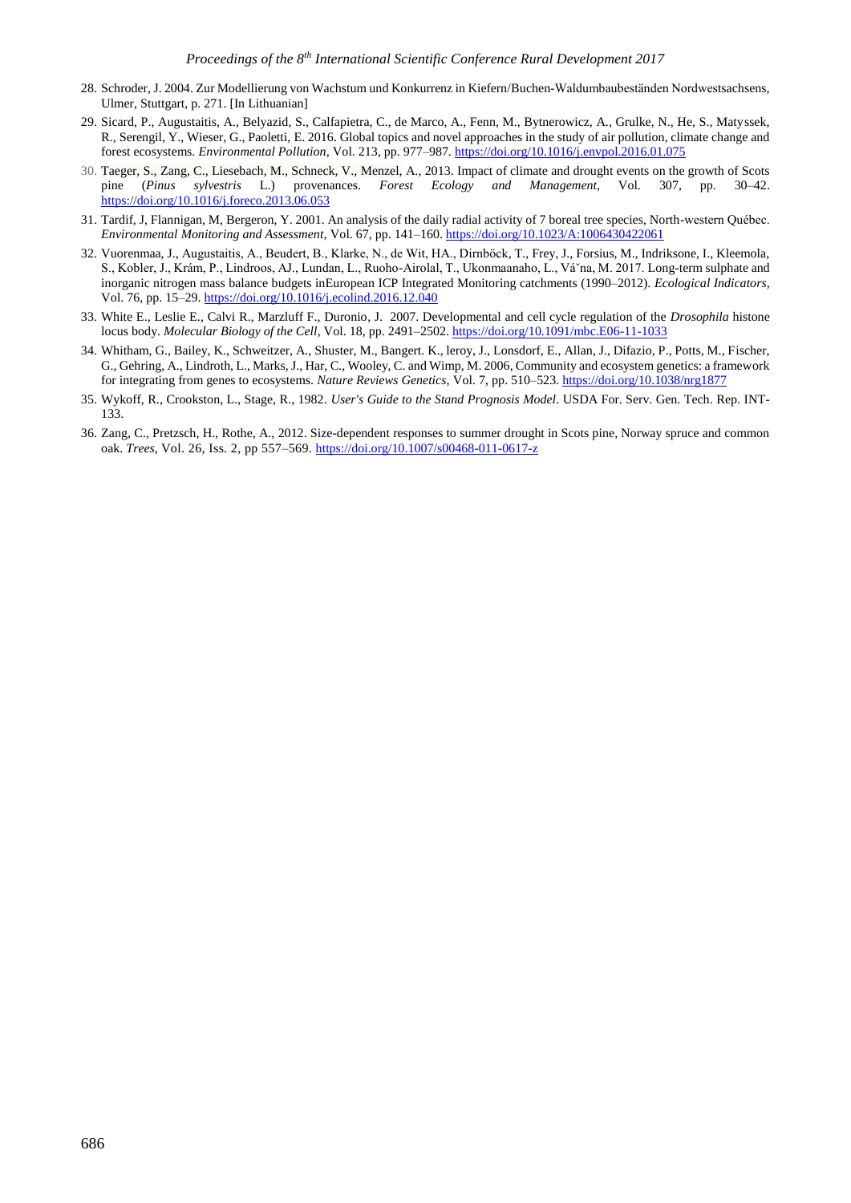28. Schroder, J. 2004. Zur Modellierung von Wachstum und Konkurrenz in Kiefern/Buchen-Waldumbaubeständen Nordwestsachsens, Ulmer, Stuttgart, p. 271. [In Lithuanian]
29. Sicard, P., Augustaitis, A., Belyazid, S., Calfapietra, C., de Marco, A., Fenn, M., Bytnerowicz, A., Grulke, N., He, S., Matyssek, R., Serengil, Y., Wieser, G., Paoletti, E. 2016. Global topics and novel approaches in the study of air pollution, climate change and forest ecosystems. *Environmental Pollution,* Vol. 213, pp. 977–987. https://doi.org/10.1016/j.envpol.2016.01.075
30. Taeger, S., Zang, C., Liesebach, M., Schneck, V., Menzel, A., 2013. Impact of climate and drought events on the growth of Scots pine (*Pinus sylvestris* L.) provenances. *Forest Ecology and Management,* Vol. 307, pp. 30–42. https://doi.org/10.1016/j.foreco.2013.06.053
31. Tardif, J, Flannigan, M, Bergeron, Y. 2001. An analysis of the daily radial activity of 7 boreal tree species, North-western Québec. *Environmental Monitoring and Assessment,* Vol. 67, pp. 141–160. https://doi.org/10.1023/A:1006430422061
32. Vuorenmaa, J., Augustaitis, A., Beudert, B., Klarke, N., de Wit, HA., Dirnböck, T., Frey, J., Forsius, M., Indriksone, I., Kleemola, S., Kobler, J., Krám, P., Lindroos, AJ., Lundan, L., Ruoho-Airolal, T., Ukonmaanaho, L., Váˇna, M. 2017. Long-term sulphate and inorganic nitrogen mass balance budgets inEuropean ICP Integrated Monitoring catchments (1990–2012). *Ecological Indicators,* Vol. 76, pp. 15–29. https://doi.org/10.1016/j.ecolind.2016.12.040
33. White E., Leslie E., Calvi R., Marzluff F., Duronio, J. 2007. Developmental and cell cycle regulation of the *Drosophila* histone locus body. *Molecular Biology of the Cell,* Vol. 18, pp. 2491–2502. https://doi.org/10.1091/mbc.E06-11-1033
34. Whitham, G., Bailey, K., Schweitzer, A., Shuster, M., Bangert. K., leroy, J., Lonsdorf, E., Allan, J., Difazio, P., Potts, M., Fischer, G., Gehring, A., Lindroth, L., Marks, J., Har, C., Wooley, C. and Wimp, M. 2006, Community and ecosystem genetics: a framework for integrating from genes to ecosystems. *Nature Reviews Genetics,* Vol. 7, pp. 510–523. https://doi.org/10.1038/nrg1877
35. Wykoff, R., Crookston, L., Stage, R., 1982. *User's Guide to the Stand Prognosis Model*. USDA For. Serv. Gen. Tech. Rep. INT-133.
36. Zang, C., Pretzsch, H., Rothe, A., 2012. Size-dependent responses to summer drought in Scots pine, Norway spruce and common oak. *Trees,* Vol. 26, Iss. 2, pp 557–569. https://doi.org/10.1007/s00468-011-0617-z